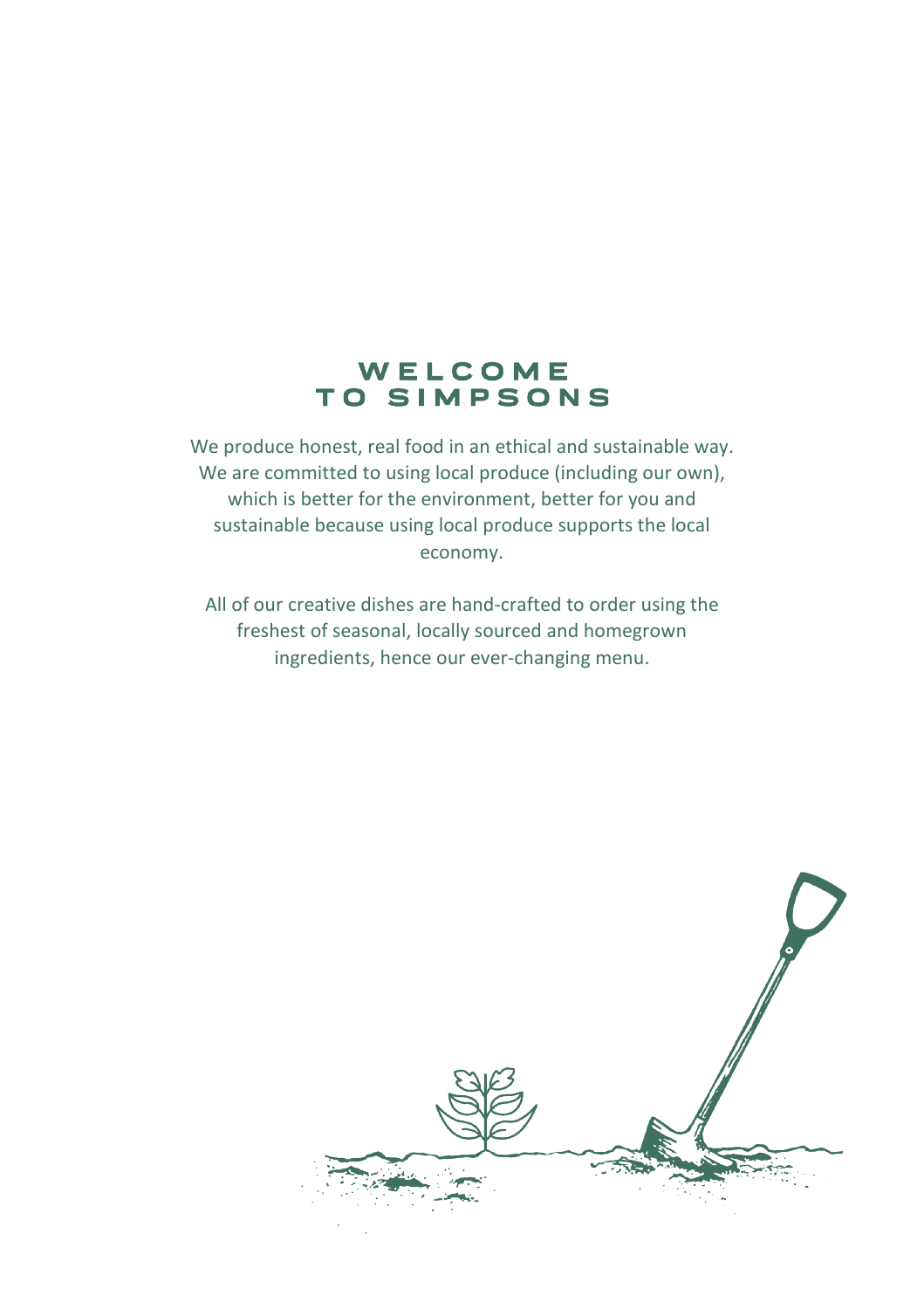# WELCOME TO SIMPSONS

We produce honest, real food in an ethical and sustainable way. We are committed to using local produce (including our own), which is better for the environment, better for you and sustainable because using local produce supports the local economy.

All of our creative dishes are hand-crafted to order using the freshest of seasonal, locally sourced and homegrown ingredients, hence our ever-changing menu.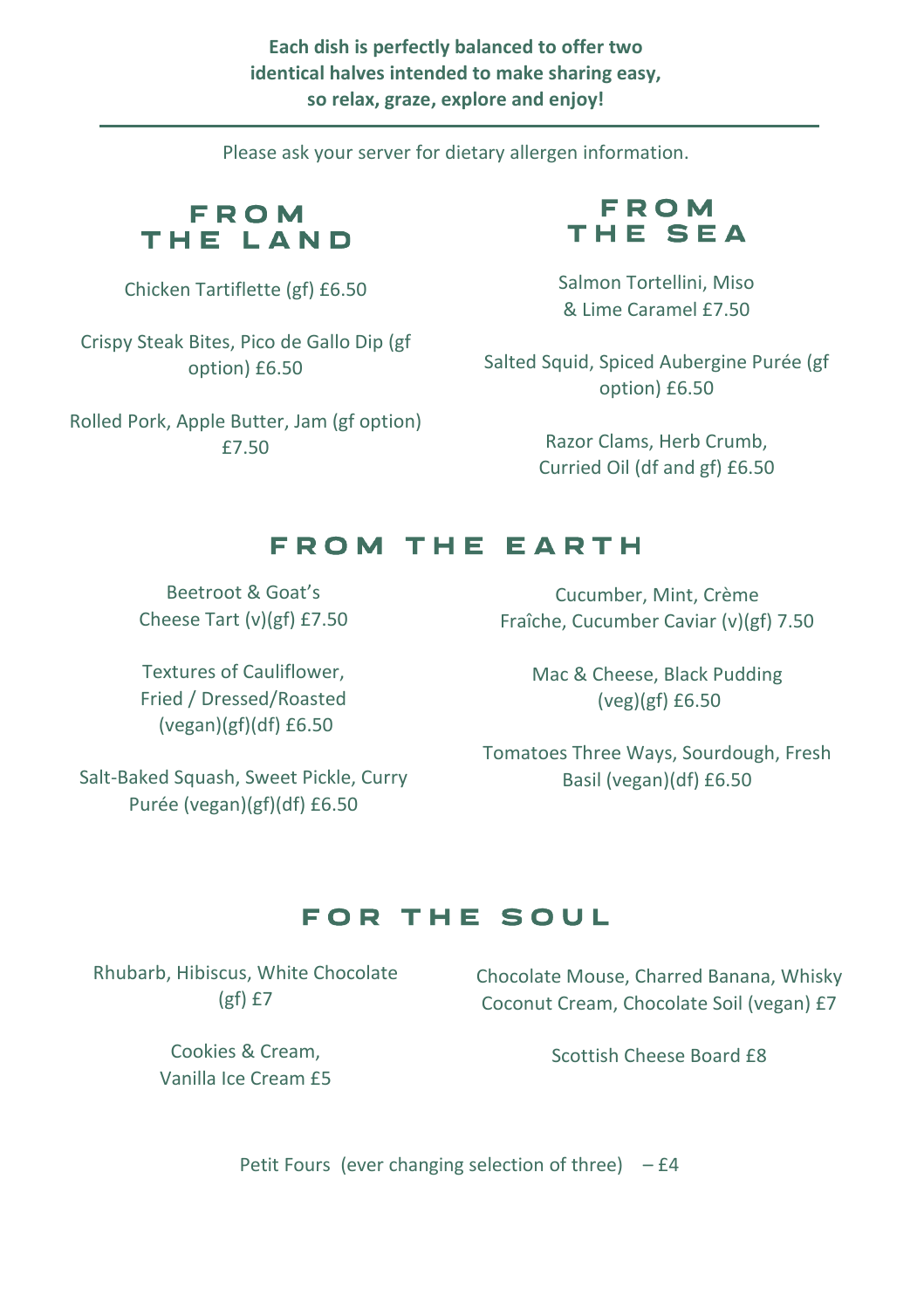**Each dish is perfectly balanced to offer two identical halves intended to make sharing easy, so relax, graze, explore and enjoy!**

---

Please ask your server for dietary allergen information.

## FROM THE LAND

Chicken Tartiflette (gf) £6.50

Crispy Steak Bites, Pico de Gallo Dip (gf option) £6.50

Rolled Pork, Apple Butter, Jam (gf option) £7.50

## FROM THE SEA

Salmon Tortellini, Miso & Lime Caramel £7.50

Salted Squid, Spiced Aubergine Purée (gf option) £6.50

Razor Clams, Herb Crumb, Curried Oil (df and gf) £6.50

## FROM THE EARTH

Beetroot & Goat's Cheese Tart (v)(gf) £7.50

Textures of Cauliflower, Fried / Dressed/Roasted (vegan)(gf)(df) £6.50

Salt-Baked Squash, Sweet Pickle, Curry Purée (vegan)(gf)(df) £6.50

Cucumber, Mint, Crème Fraîche, Cucumber Caviar (v)(gf) 7.50

Mac & Cheese, Black Pudding (veg)(gf) £6.50

Tomatoes Three Ways, Sourdough, Fresh Basil (vegan)(df) £6.50

## FOR THE SOUL

Rhubarb, Hibiscus, White Chocolate (gf) £7

Cookies & Cream, Vanilla Ice Cream £5

Chocolate Mouse, Charred Banana, Whisky Coconut Cream, Chocolate Soil (vegan) £7

Scottish Cheese Board £8

Petit Fours (ever changing selection of three) – £4